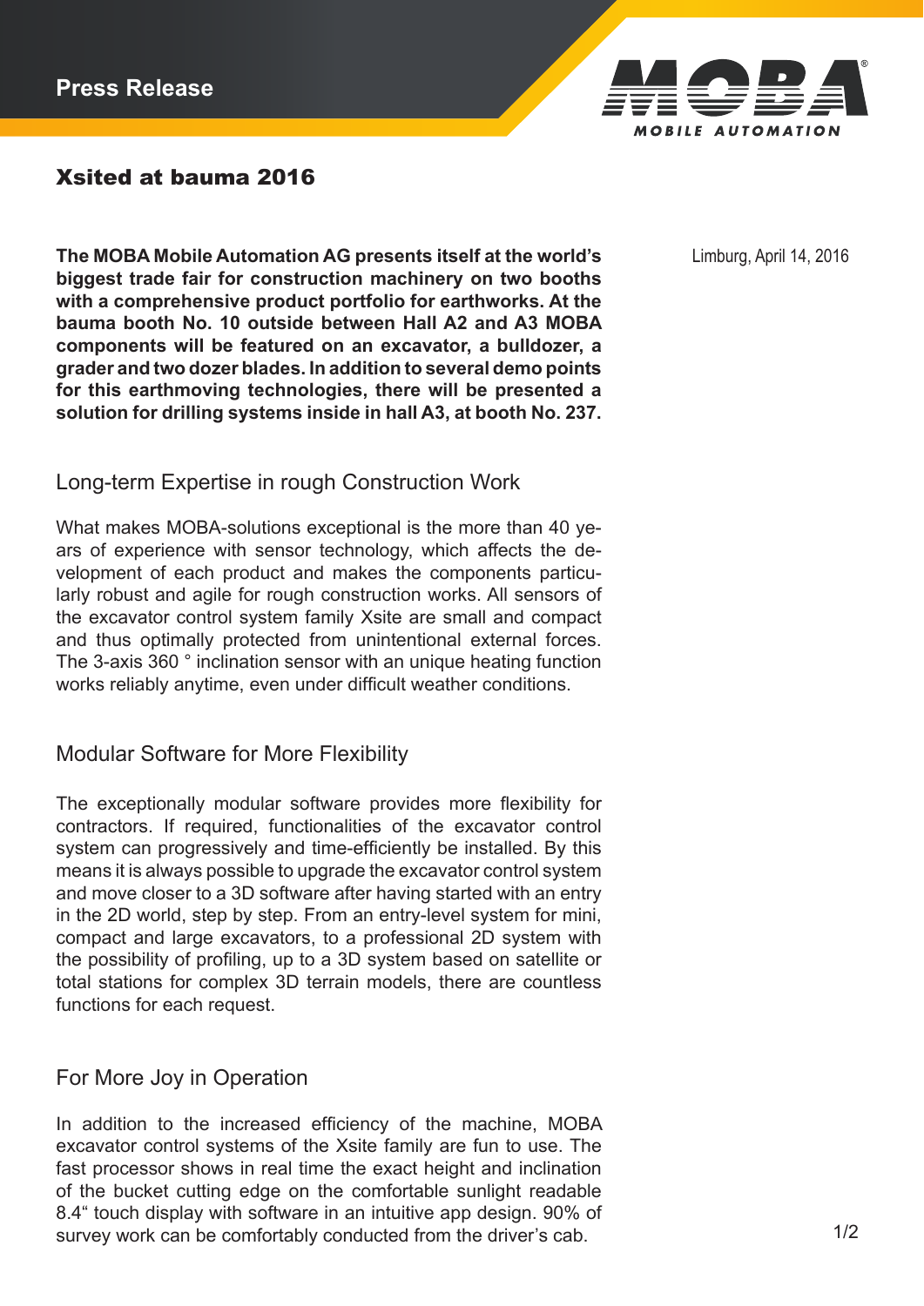Press Release

# Xsited at bauma 2016

Limburg, April 14, 2016

**The MOBA Mobile Automation AG presents itself at the world's biggest trade fair for construction machinery on two booths with a comprehensive product portfolio for earthworks. At the bauma booth No. 10 outside between Hall A2 and A3 MOBA components will be featured on an excavator, a bulldozer, a grader and two dozer blades. In addition to several demo points for this earthmoving technologies, there will be presented a solution for drilling systems inside in hall A3, at booth No. 237.**

## Long-term Expertise in rough Construction Work

What makes MOBA-solutions exceptional is the more than 40 years of experience with sensor technology, which affects the development of each product and makes the components particularly robust and agile for rough construction works. All sensors of the excavator control system family Xsite are small and compact and thus optimally protected from unintentional external forces. The 3-axis 360 ° inclination sensor with an unique heating function works reliably anytime, even under difficult weather conditions.

## Modular Software for More Flexibility

The exceptionally modular software provides more flexibility for contractors. If required, functionalities of the excavator control system can progressively and time-efficiently be installed. By this means it is always possible to upgrade the excavator control system and move closer to a 3D software after having started with an entry in the 2D world, step by step. From an entry-level system for mini, compact and large excavators, to a professional 2D system with the possibility of profiling, up to a 3D system based on satellite or total stations for complex 3D terrain models, there are countless functions for each request.

## For More Joy in Operation

In addition to the increased efficiency of the machine, MOBA excavator control systems of the Xsite family are fun to use. The fast processor shows in real time the exact height and inclination of the bucket cutting edge on the comfortable sunlight readable 8.4" touch display with software in an intuitive app design. 90% of survey work can be comfortably conducted from the driver's cab.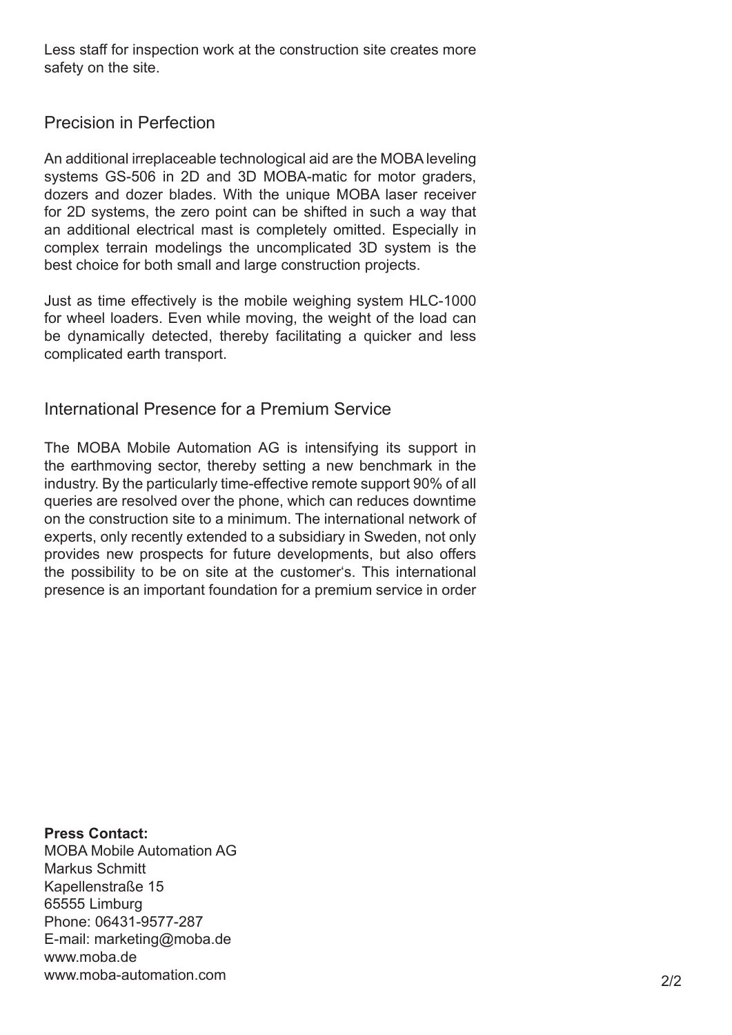Less staff for inspection work at the construction site creates more safety on the site.

## Precision in Perfection

An additional irreplaceable technological aid are the MOBA leveling systems GS-506 in 2D and 3D MOBA-matic for motor graders, dozers and dozer blades. With the unique MOBA laser receiver for 2D systems, the zero point can be shifted in such a way that an additional electrical mast is completely omitted. Especially in complex terrain modelings the uncomplicated 3D system is the best choice for both small and large construction projects.

Just as time effectively is the mobile weighing system HLC-1000 for wheel loaders. Even while moving, the weight of the load can be dynamically detected, thereby facilitating a quicker and less complicated earth transport.

## International Presence for a Premium Service

The MOBA Mobile Automation AG is intensifying its support in the earthmoving sector, thereby setting a new benchmark in the industry. By the particularly time-effective remote support 90% of all queries are resolved over the phone, which can reduces downtime on the construction site to a minimum. The international network of experts, only recently extended to a subsidiary in Sweden, not only provides new prospects for future developments, but also offers the possibility to be on site at the customer's. This international presence is an important foundation for a premium service in order

**Press Contact:**
MOBA Mobile Automation AG
Markus Schmitt
Kapellenstraße 15
65555 Limburg
Phone: 06431-9577-287
E-mail: marketing@moba.de
www.moba.de
www.moba-automation.com